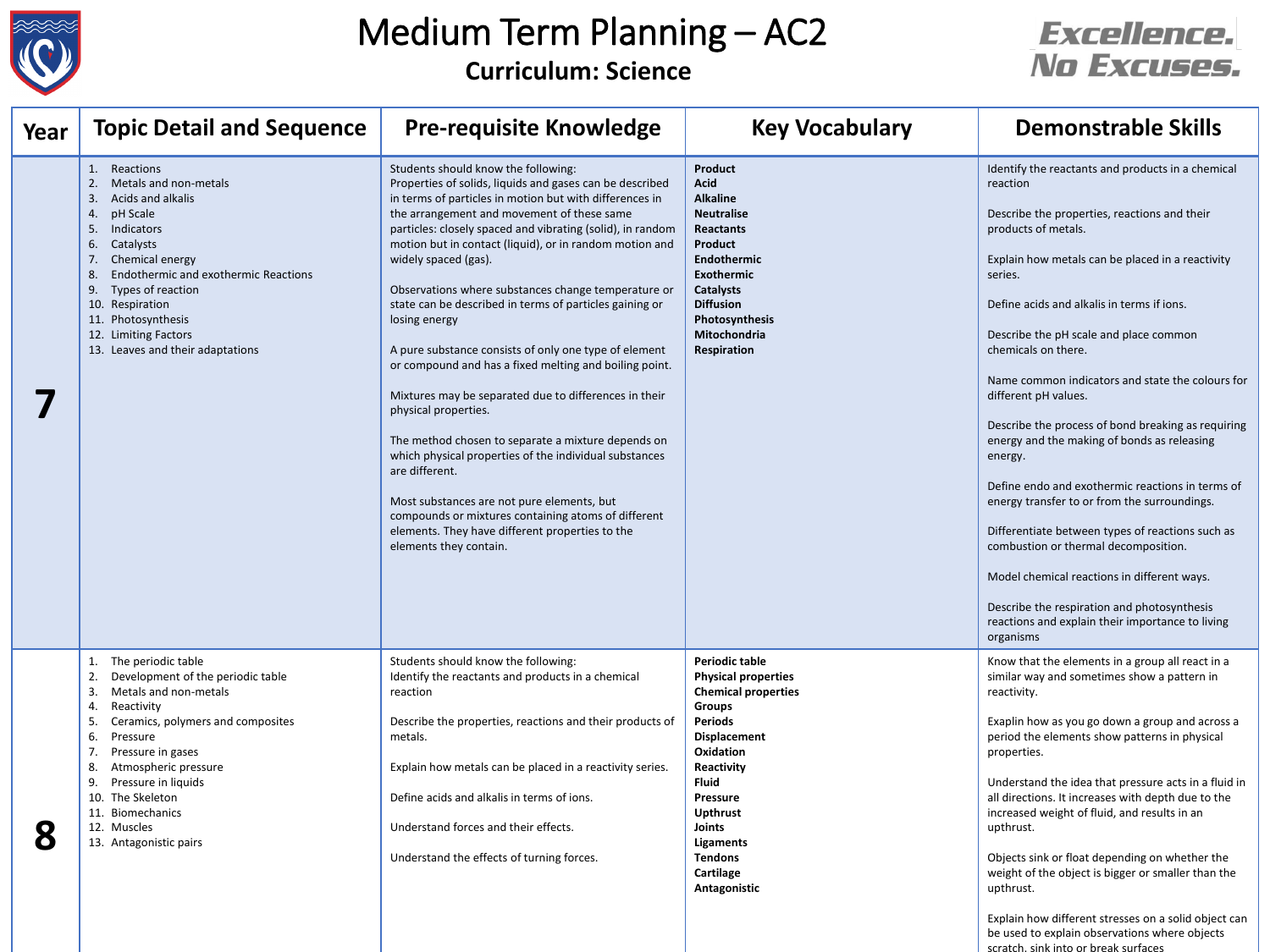# Medium Term Planning – AC2

## Curriculum: Science

Excellence. No Excuses.

| Year | Topic Detail and Sequence | Pre-requisite Knowledge | Key Vocabulary | Demonstrable Skills |
|---|---|---|---|---|
| 7 | 1. Reactions<br>2. Metals and non-metals<br>3. Acids and alkalis<br>4. pH Scale<br>5. Indicators<br>6. Catalysts<br>7. Chemical energy<br>8. Endothermic and exothermic Reactions<br>9. Types of reaction<br>10. Respiration<br>11. Photosynthesis<br>12. Limiting Factors<br>13. Leaves and their adaptations | Students should know the following:<br>Properties of solids, liquids and gases can be described in terms of particles in motion but with differences in the arrangement and movement of these same particles: closely spaced and vibrating (solid), in random motion but in contact (liquid), or in random motion and widely spaced (gas).<br><br>Observations where substances change temperature or state can be described in terms of particles gaining or losing energy<br><br>A pure substance consists of only one type of element or compound and has a fixed melting and boiling point.<br><br>Mixtures may be separated due to differences in their physical properties.<br><br>The method chosen to separate a mixture depends on which physical properties of the individual substances are different.<br><br>Most substances are not pure elements, but compounds or mixtures containing atoms of different elements. They have different properties to the elements they contain. | **Product**<br>**Acid**<br>**Alkaline**<br>**Neutralise**<br>**Reactants**<br>**Product**<br>**Endothermic**<br>**Exothermic**<br>**Catalysts**<br>**Diffusion**<br>**Photosynthesis**<br>**Mitochondria**<br>**Respiration** | Identify the reactants and products in a chemical reaction<br><br>Describe the properties, reactions and their products of metals.<br><br>Explain how metals can be placed in a reactivity series.<br><br>Define acids and alkalis in terms if ions.<br><br>Describe the pH scale and place common chemicals on there.<br><br>Name common indicators and state the colours for different pH values.<br><br>Describe the process of bond breaking as requiring energy and the making of bonds as releasing energy.<br><br>Define endo and exothermic reactions in terms of energy transfer to or from the surroundings.<br><br>Differentiate between types of reactions such as combustion or thermal decomposition.<br><br>Model chemical reactions in different ways.<br><br>Describe the respiration and photosynthesis reactions and explain their importance to living organisms |
| 8 | 1. The periodic table<br>2. Development of the periodic table<br>3. Metals and non-metals<br>4. Reactivity<br>5. Ceramics, polymers and composites<br>6. Pressure<br>7. Pressure in gases<br>8. Atmospheric pressure<br>9. Pressure in liquids<br>10. The Skeleton<br>11. Biomechanics<br>12. Muscles<br>13. Antagonistic pairs | Students should know the following:<br>Identify the reactants and products in a chemical reaction<br><br>Describe the properties, reactions and their products of metals.<br><br>Explain how metals can be placed in a reactivity series.<br><br>Define acids and alkalis in terms of ions.<br><br>Understand forces and their effects.<br><br>Understand the effects of turning forces. | **Periodic table**<br>**Physical properties**<br>**Chemical properties**<br>**Groups**<br>**Periods**<br>**Displacement**<br>**Oxidation**<br>**Reactivity**<br>**Fluid**<br>**Pressure**<br>**Upthrust**<br>**Joints**<br>**Ligaments**<br>**Tendons**<br>**Cartilage**<br>**Antagonistic** | Know that the elements in a group all react in a similar way and sometimes show a pattern in reactivity.<br><br>Exaplin how as you go down a group and across a period the elements show patterns in physical properties.<br><br>Understand the idea that pressure acts in a fluid in all directions. It increases with depth due to the increased weight of fluid, and results in an upthrust.<br><br>Objects sink or float depending on whether the weight of the object is bigger or smaller than the upthrust.<br><br>Explain how different stresses on a solid object can be used to explain observations where objects scratch, sink into or break surfaces |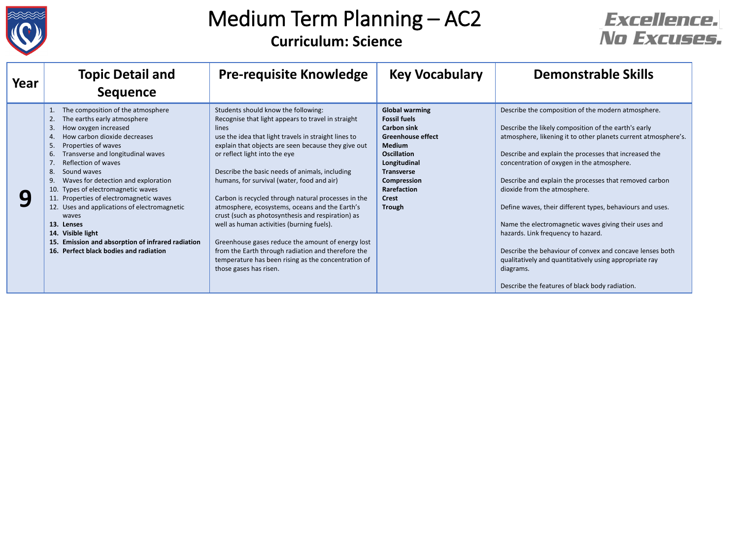# Medium Term Planning – AC2

## Curriculum: Science

Excellence. No Excuses.

| Year | Topic Detail and Sequence | Pre-requisite Knowledge | Key Vocabulary | Demonstrable Skills |
|---|---|---|---|---|
| **9** | 1. The composition of the atmosphere<br>2. The earths early atmosphere<br>3. How oxygen increased<br>4. How carbon dioxide decreases<br>5. Properties of waves<br>6. Transverse and longitudinal waves<br>7. Reflection of waves<br>8. Sound waves<br>9. Waves for detection and exploration<br>10. Types of electromagnetic waves<br>11. Properties of electromagnetic waves<br>12. Uses and applications of electromagnetic waves<br>**13. Lenses**<br>**14. Visible light**<br>**15. Emission and absorption of infrared radiation**<br>**16. Perfect black bodies and radiation** | Students should know the following:<br>Recognise that light appears to travel in straight lines<br>use the idea that light travels in straight lines to explain that objects are seen because they give out or reflect light into the eye<br><br>Describe the basic needs of animals, including humans, for survival (water, food and air)<br><br>Carbon is recycled through natural processes in the atmosphere, ecosystems, oceans and the Earth's crust (such as photosynthesis and respiration) as well as human activities (burning fuels).<br><br>Greenhouse gases reduce the amount of energy lost from the Earth through radiation and therefore the temperature has been rising as the concentration of those gases has risen. | **Global warming**<br>**Fossil fuels**<br>**Carbon sink**<br>**Greenhouse effect**<br>**Medium**<br>**Oscillation**<br>**Longitudinal**<br>**Transverse**<br>**Compression**<br>**Rarefaction**<br>**Crest**<br>**Trough** | Describe the composition of the modern atmosphere.<br><br>Describe the likely composition of the earth's early atmosphere, likening it to other planets current atmosphere's.<br><br>Describe and explain the processes that increased the concentration of oxygen in the atmosphere.<br><br>Describe and explain the processes that removed carbon dioxide from the atmosphere.<br><br>Define waves, their different types, behaviours and uses.<br><br>Name the electromagnetic waves giving their uses and hazards. Link frequency to hazard.<br><br>Describe the behaviour of convex and concave lenses both qualitatively and quantitatively using appropriate ray diagrams.<br><br>Describe the features of black body radiation. |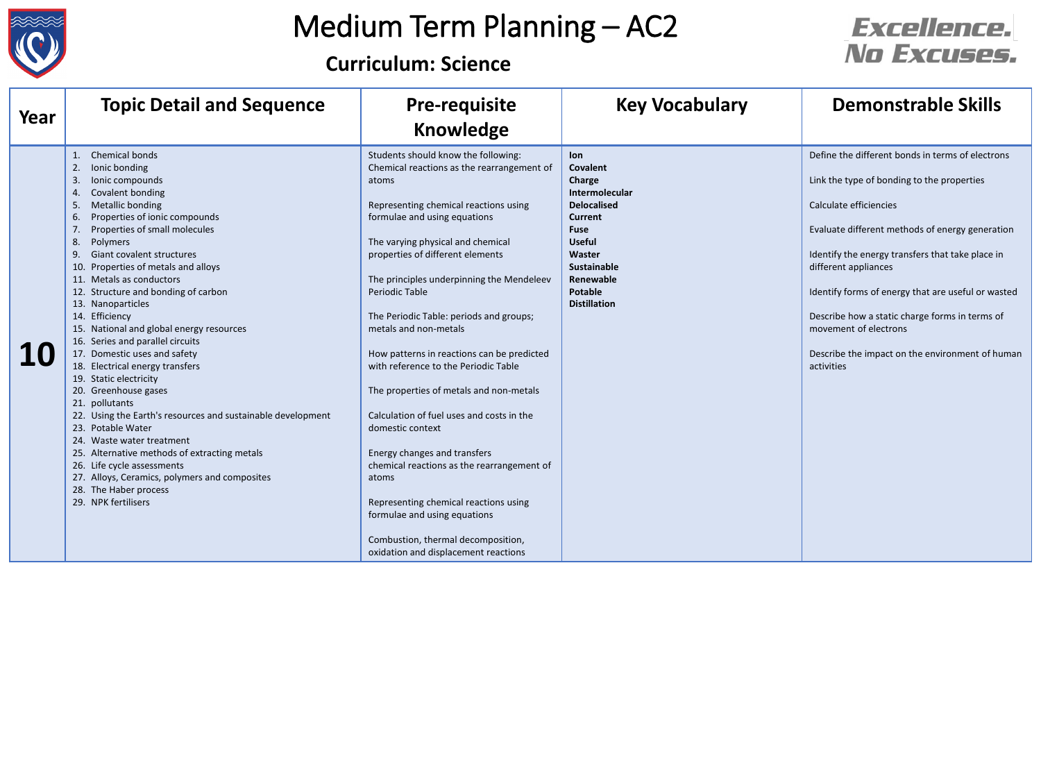# Medium Term Planning – AC2

## Curriculum: Science

Excellence. No Excuses.

| Year | Topic Detail and Sequence | Pre-requisite Knowledge | Key Vocabulary | Demonstrable Skills |
|---|---|---|---|---|
| 10 | 1. Chemical bonds<br>2. Ionic bonding<br>3. Ionic compounds<br>4. Covalent bonding<br>5. Metallic bonding<br>6. Properties of ionic compounds<br>7. Properties of small molecules<br>8. Polymers<br>9. Giant covalent structures<br>10. Properties of metals and alloys<br>11. Metals as conductors<br>12. Structure and bonding of carbon<br>13. Nanoparticles<br>14. Efficiency<br>15. National and global energy resources<br>16. Series and parallel circuits<br>17. Domestic uses and safety<br>18. Electrical energy transfers<br>19. Static electricity<br>20. Greenhouse gases<br>21. pollutants<br>22. Using the Earth's resources and sustainable development<br>23. Potable Water<br>24. Waste water treatment<br>25. Alternative methods of extracting metals<br>26. Life cycle assessments<br>27. Alloys, Ceramics, polymers and composites<br>28. The Haber process<br>29. NPK fertilisers | Students should know the following:<br>Chemical reactions as the rearrangement of atoms<br><br>Representing chemical reactions using formulae and using equations<br><br>The varying physical and chemical properties of different elements<br><br>The principles underpinning the Mendeleev Periodic Table<br><br>The Periodic Table: periods and groups; metals and non-metals<br><br>How patterns in reactions can be predicted with reference to the Periodic Table<br><br>The properties of metals and non-metals<br><br>Calculation of fuel uses and costs in the domestic context<br><br>Energy changes and transfers<br>chemical reactions as the rearrangement of atoms<br><br>Representing chemical reactions using formulae and using equations<br><br>Combustion, thermal decomposition, oxidation and displacement reactions | **Ion**<br>**Covalent**<br>**Charge**<br>**Intermolecular**<br>**Delocalised**<br>**Current**<br>**Fuse**<br>**Useful**<br>**Waster**<br>**Sustainable**<br>**Renewable**<br>**Potable**<br>**Distillation** | Define the different bonds in terms of electrons<br><br>Link the type of bonding to the properties<br><br>Calculate efficiencies<br><br>Evaluate different methods of energy generation<br><br>Identify the energy transfers that take place in different appliances<br><br>Identify forms of energy that are useful or wasted<br><br>Describe how a static charge forms in terms of movement of electrons<br><br>Describe the impact on the environment of human activities |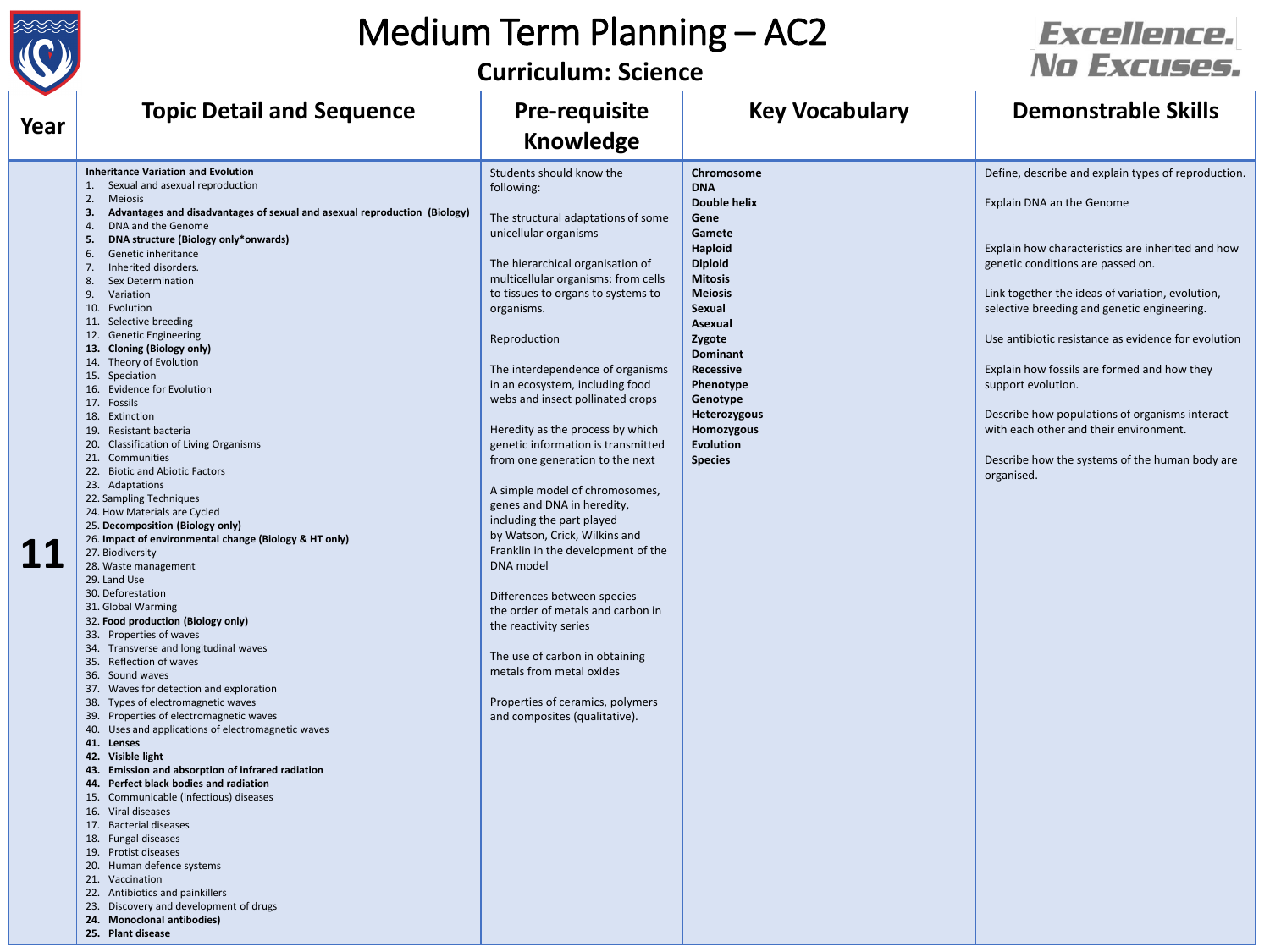# Medium Term Planning – AC2

## Curriculum: Science

Excellence. No Excuses.

| Year | Topic Detail and Sequence | Pre-requisite Knowledge | Key Vocabulary | Demonstrable Skills |
|---|---|---|---|---|
| 11 | **Inheritance Variation and Evolution**<br>1. Sexual and asexual reproduction<br>2. Meiosis<br>**3. Advantages and disadvantages of sexual and asexual reproduction (Biology)**<br>4. DNA and the Genome<br>**5. DNA structure (Biology only*onwards)**<br>6. Genetic inheritance<br>7. Inherited disorders.<br>8. Sex Determination<br>9. Variation<br>10. Evolution<br>11. Selective breeding<br>12. Genetic Engineering<br>**13. Cloning (Biology only)**<br>14. Theory of Evolution<br>15. Speciation<br>16. Evidence for Evolution<br>17. Fossils<br>18. Extinction<br>19. Resistant bacteria<br>20. Classification of Living Organisms<br>21. Communities<br>22. Biotic and Abiotic Factors<br>23. Adaptations<br>22. Sampling Techniques<br>24. How Materials are Cycled<br>25. **Decomposition (Biology only)**<br>26. **Impact of environmental change (Biology & HT only)**<br>27. Biodiversity<br>28. Waste management<br>29. Land Use<br>30. Deforestation<br>31. Global Warming<br>32. **Food production (Biology only)**<br>33. Properties of waves<br>34. Transverse and longitudinal waves<br>35. Reflection of waves<br>36. Sound waves<br>37. Waves for detection and exploration<br>38. Types of electromagnetic waves<br>39. Properties of electromagnetic waves<br>40. Uses and applications of electromagnetic waves<br>**41. Lenses**<br>**42. Visible light**<br>**43. Emission and absorption of infrared radiation**<br>**44. Perfect black bodies and radiation**<br>15. Communicable (infectious) diseases<br>16. Viral diseases<br>17. Bacterial diseases<br>18. Fungal diseases<br>19. Protist diseases<br>20. Human defence systems<br>21. Vaccination<br>22. Antibiotics and painkillers<br>23. Discovery and development of drugs<br>**24. Monoclonal antibodies)**<br>**25. Plant disease** | Students should know the following:<br><br>The structural adaptations of some unicellular organisms<br><br>The hierarchical organisation of multicellular organisms: from cells to tissues to organs to systems to organisms.<br><br>Reproduction<br><br>The interdependence of organisms in an ecosystem, including food webs and insect pollinated crops<br><br>Heredity as the process by which genetic information is transmitted from one generation to the next<br><br>A simple model of chromosomes, genes and DNA in heredity, including the part played by Watson, Crick, Wilkins and Franklin in the development of the DNA model<br><br>Differences between species the order of metals and carbon in the reactivity series<br><br>The use of carbon in obtaining metals from metal oxides<br><br>Properties of ceramics, polymers and composites (qualitative). | **Chromosome**<br>**DNA**<br>**Double helix**<br>**Gene**<br>**Gamete**<br>**Haploid**<br>**Diploid**<br>**Mitosis**<br>**Meiosis**<br>**Sexual**<br>**Asexual**<br>**Zygote**<br>**Dominant**<br>**Recessive**<br>**Phenotype**<br>**Genotype**<br>**Heterozygous**<br>**Homozygous**<br>**Evolution**<br>**Species** | Define, describe and explain types of reproduction.<br><br>Explain DNA an the Genome<br><br>Explain how characteristics are inherited and how genetic conditions are passed on.<br><br>Link together the ideas of variation, evolution, selective breeding and genetic engineering.<br><br>Use antibiotic resistance as evidence for evolution<br><br>Explain how fossils are formed and how they support evolution.<br><br>Describe how populations of organisms interact with each other and their environment.<br><br>Describe how the systems of the human body are organised. |